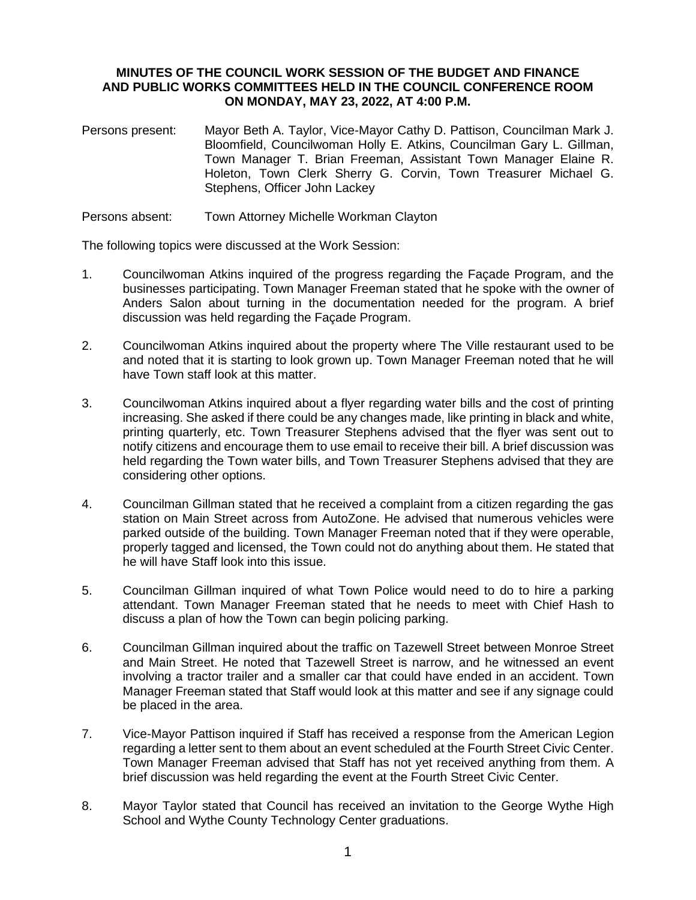**MINUTES OF THE COUNCIL WORK SESSION OF THE BUDGET AND FINANCE AND PUBLIC WORKS COMMITTEES HELD IN THE COUNCIL CONFERENCE ROOM ON MONDAY, MAY 23, 2022, AT 4:00 P.M.**

Persons present: Mayor Beth A. Taylor, Vice-Mayor Cathy D. Pattison, Councilman Mark J. Bloomfield, Councilwoman Holly E. Atkins, Councilman Gary L. Gillman, Town Manager T. Brian Freeman, Assistant Town Manager Elaine R. Holeton, Town Clerk Sherry G. Corvin, Town Treasurer Michael G. Stephens, Officer John Lackey

Persons absent: Town Attorney Michelle Workman Clayton

The following topics were discussed at the Work Session:

1. Councilwoman Atkins inquired of the progress regarding the Façade Program, and the businesses participating. Town Manager Freeman stated that he spoke with the owner of Anders Salon about turning in the documentation needed for the program. A brief discussion was held regarding the Façade Program.

2. Councilwoman Atkins inquired about the property where The Ville restaurant used to be and noted that it is starting to look grown up. Town Manager Freeman noted that he will have Town staff look at this matter.

3. Councilwoman Atkins inquired about a flyer regarding water bills and the cost of printing increasing. She asked if there could be any changes made, like printing in black and white, printing quarterly, etc. Town Treasurer Stephens advised that the flyer was sent out to notify citizens and encourage them to use email to receive their bill. A brief discussion was held regarding the Town water bills, and Town Treasurer Stephens advised that they are considering other options.

4. Councilman Gillman stated that he received a complaint from a citizen regarding the gas station on Main Street across from AutoZone. He advised that numerous vehicles were parked outside of the building. Town Manager Freeman noted that if they were operable, properly tagged and licensed, the Town could not do anything about them. He stated that he will have Staff look into this issue.

5. Councilman Gillman inquired of what Town Police would need to do to hire a parking attendant. Town Manager Freeman stated that he needs to meet with Chief Hash to discuss a plan of how the Town can begin policing parking.

6. Councilman Gillman inquired about the traffic on Tazewell Street between Monroe Street and Main Street. He noted that Tazewell Street is narrow, and he witnessed an event involving a tractor trailer and a smaller car that could have ended in an accident. Town Manager Freeman stated that Staff would look at this matter and see if any signage could be placed in the area.

7. Vice-Mayor Pattison inquired if Staff has received a response from the American Legion regarding a letter sent to them about an event scheduled at the Fourth Street Civic Center. Town Manager Freeman advised that Staff has not yet received anything from them. A brief discussion was held regarding the event at the Fourth Street Civic Center.

8. Mayor Taylor stated that Council has received an invitation to the George Wythe High School and Wythe County Technology Center graduations.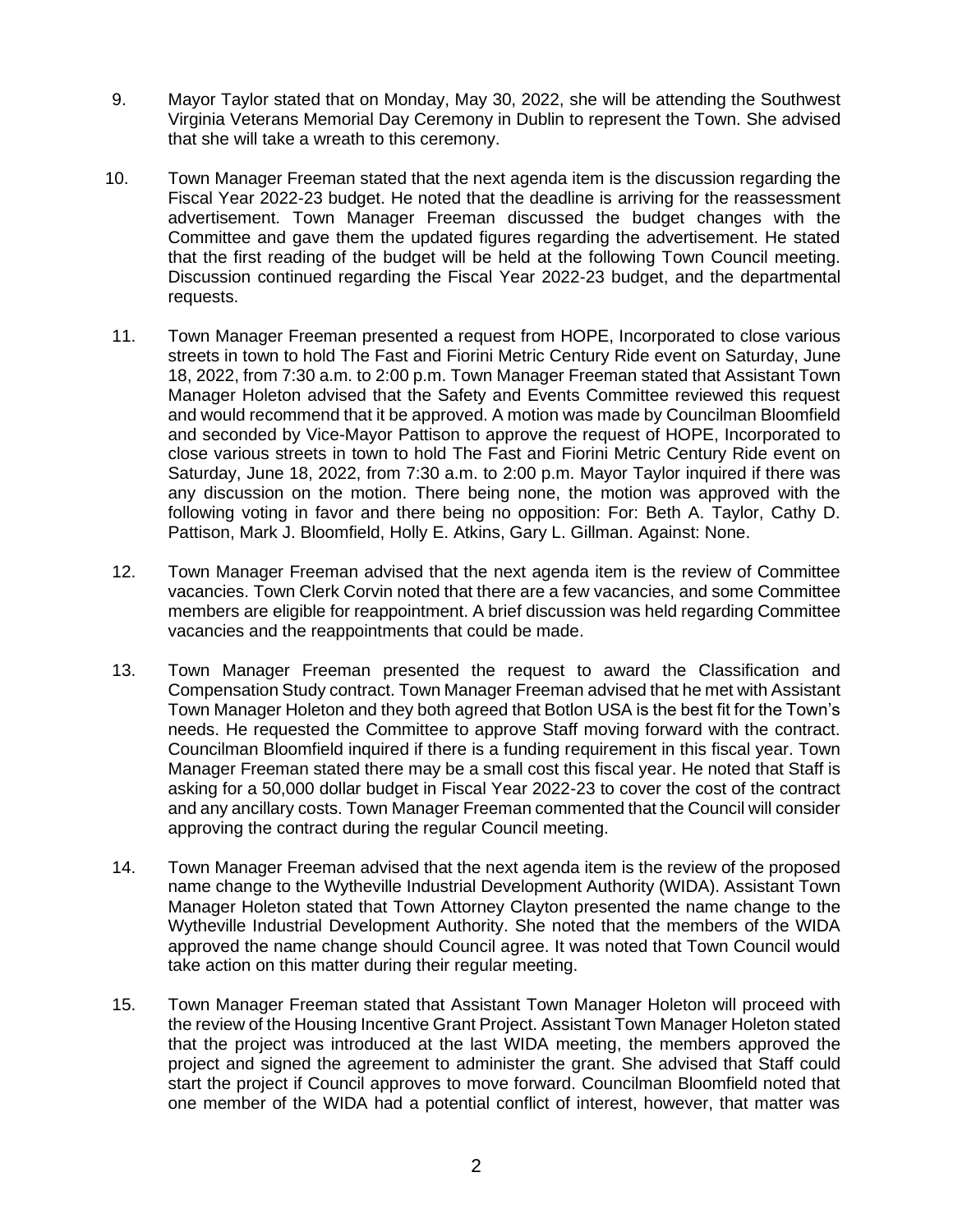9. Mayor Taylor stated that on Monday, May 30, 2022, she will be attending the Southwest Virginia Veterans Memorial Day Ceremony in Dublin to represent the Town. She advised that she will take a wreath to this ceremony.

10. Town Manager Freeman stated that the next agenda item is the discussion regarding the Fiscal Year 2022-23 budget. He noted that the deadline is arriving for the reassessment advertisement. Town Manager Freeman discussed the budget changes with the Committee and gave them the updated figures regarding the advertisement. He stated that the first reading of the budget will be held at the following Town Council meeting. Discussion continued regarding the Fiscal Year 2022-23 budget, and the departmental requests.

11. Town Manager Freeman presented a request from HOPE, Incorporated to close various streets in town to hold The Fast and Fiorini Metric Century Ride event on Saturday, June 18, 2022, from 7:30 a.m. to 2:00 p.m. Town Manager Freeman stated that Assistant Town Manager Holeton advised that the Safety and Events Committee reviewed this request and would recommend that it be approved. A motion was made by Councilman Bloomfield and seconded by Vice-Mayor Pattison to approve the request of HOPE, Incorporated to close various streets in town to hold The Fast and Fiorini Metric Century Ride event on Saturday, June 18, 2022, from 7:30 a.m. to 2:00 p.m. Mayor Taylor inquired if there was any discussion on the motion. There being none, the motion was approved with the following voting in favor and there being no opposition: For: Beth A. Taylor, Cathy D. Pattison, Mark J. Bloomfield, Holly E. Atkins, Gary L. Gillman. Against: None.

12. Town Manager Freeman advised that the next agenda item is the review of Committee vacancies. Town Clerk Corvin noted that there are a few vacancies, and some Committee members are eligible for reappointment. A brief discussion was held regarding Committee vacancies and the reappointments that could be made.

13. Town Manager Freeman presented the request to award the Classification and Compensation Study contract. Town Manager Freeman advised that he met with Assistant Town Manager Holeton and they both agreed that Botlon USA is the best fit for the Town's needs. He requested the Committee to approve Staff moving forward with the contract. Councilman Bloomfield inquired if there is a funding requirement in this fiscal year. Town Manager Freeman stated there may be a small cost this fiscal year. He noted that Staff is asking for a 50,000 dollar budget in Fiscal Year 2022-23 to cover the cost of the contract and any ancillary costs. Town Manager Freeman commented that the Council will consider approving the contract during the regular Council meeting.

14. Town Manager Freeman advised that the next agenda item is the review of the proposed name change to the Wytheville Industrial Development Authority (WIDA). Assistant Town Manager Holeton stated that Town Attorney Clayton presented the name change to the Wytheville Industrial Development Authority. She noted that the members of the WIDA approved the name change should Council agree. It was noted that Town Council would take action on this matter during their regular meeting.

15. Town Manager Freeman stated that Assistant Town Manager Holeton will proceed with the review of the Housing Incentive Grant Project. Assistant Town Manager Holeton stated that the project was introduced at the last WIDA meeting, the members approved the project and signed the agreement to administer the grant. She advised that Staff could start the project if Council approves to move forward. Councilman Bloomfield noted that one member of the WIDA had a potential conflict of interest, however, that matter was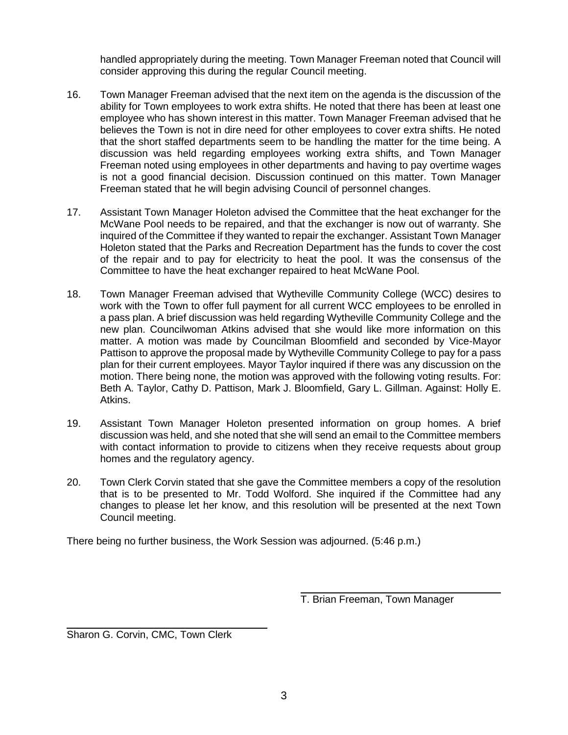handled appropriately during the meeting. Town Manager Freeman noted that Council will consider approving this during the regular Council meeting.

16. Town Manager Freeman advised that the next item on the agenda is the discussion of the ability for Town employees to work extra shifts. He noted that there has been at least one employee who has shown interest in this matter. Town Manager Freeman advised that he believes the Town is not in dire need for other employees to cover extra shifts. He noted that the short staffed departments seem to be handling the matter for the time being. A discussion was held regarding employees working extra shifts, and Town Manager Freeman noted using employees in other departments and having to pay overtime wages is not a good financial decision. Discussion continued on this matter. Town Manager Freeman stated that he will begin advising Council of personnel changes.

17. Assistant Town Manager Holeton advised the Committee that the heat exchanger for the McWane Pool needs to be repaired, and that the exchanger is now out of warranty. She inquired of the Committee if they wanted to repair the exchanger. Assistant Town Manager Holeton stated that the Parks and Recreation Department has the funds to cover the cost of the repair and to pay for electricity to heat the pool. It was the consensus of the Committee to have the heat exchanger repaired to heat McWane Pool.

18. Town Manager Freeman advised that Wytheville Community College (WCC) desires to work with the Town to offer full payment for all current WCC employees to be enrolled in a pass plan. A brief discussion was held regarding Wytheville Community College and the new plan. Councilwoman Atkins advised that she would like more information on this matter. A motion was made by Councilman Bloomfield and seconded by Vice-Mayor Pattison to approve the proposal made by Wytheville Community College to pay for a pass plan for their current employees. Mayor Taylor inquired if there was any discussion on the motion. There being none, the motion was approved with the following voting results. For: Beth A. Taylor, Cathy D. Pattison, Mark J. Bloomfield, Gary L. Gillman. Against: Holly E. Atkins.

19. Assistant Town Manager Holeton presented information on group homes. A brief discussion was held, and she noted that she will send an email to the Committee members with contact information to provide to citizens when they receive requests about group homes and the regulatory agency.

20. Town Clerk Corvin stated that she gave the Committee members a copy of the resolution that is to be presented to Mr. Todd Wolford. She inquired if the Committee had any changes to please let her know, and this resolution will be presented at the next Town Council meeting.

There being no further business, the Work Session was adjourned. (5:46 p.m.)

T. Brian Freeman, Town Manager

Sharon G. Corvin, CMC, Town Clerk